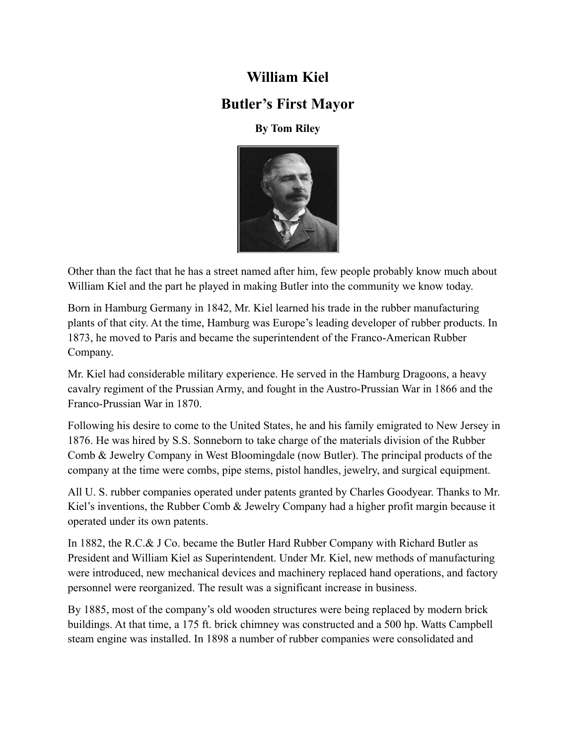# William Kiel

## Butler's First Mayor

**By Tom Riley**

Other than the fact that he has a street named after him, few people probably know much about William Kiel and the part he played in making Butler into the community we know today.

Born in Hamburg Germany in 1842, Mr. Kiel learned his trade in the rubber manufacturing plants of that city. At the time, Hamburg was Europe's leading developer of rubber products. In 1873, he moved to Paris and became the superintendent of the Franco-American Rubber Company.

Mr. Kiel had considerable military experience. He served in the Hamburg Dragoons, a heavy cavalry regiment of the Prussian Army, and fought in the Austro-Prussian War in 1866 and the Franco-Prussian War in 1870.

Following his desire to come to the United States, he and his family emigrated to New Jersey in 1876. He was hired by S.S. Sonneborn to take charge of the materials division of the Rubber Comb & Jewelry Company in West Bloomingdale (now Butler). The principal products of the company at the time were combs, pipe stems, pistol handles, jewelry, and surgical equipment.

All U. S. rubber companies operated under patents granted by Charles Goodyear. Thanks to Mr. Kiel's inventions, the Rubber Comb & Jewelry Company had a higher profit margin because it operated under its own patents.

In 1882, the R.C.& J Co. became the Butler Hard Rubber Company with Richard Butler as President and William Kiel as Superintendent. Under Mr. Kiel, new methods of manufacturing were introduced, new mechanical devices and machinery replaced hand operations, and factory personnel were reorganized. The result was a significant increase in business.

By 1885, most of the company's old wooden structures were being replaced by modern brick buildings. At that time, a 175 ft. brick chimney was constructed and a 500 hp. Watts Campbell steam engine was installed. In 1898 a number of rubber companies were consolidated and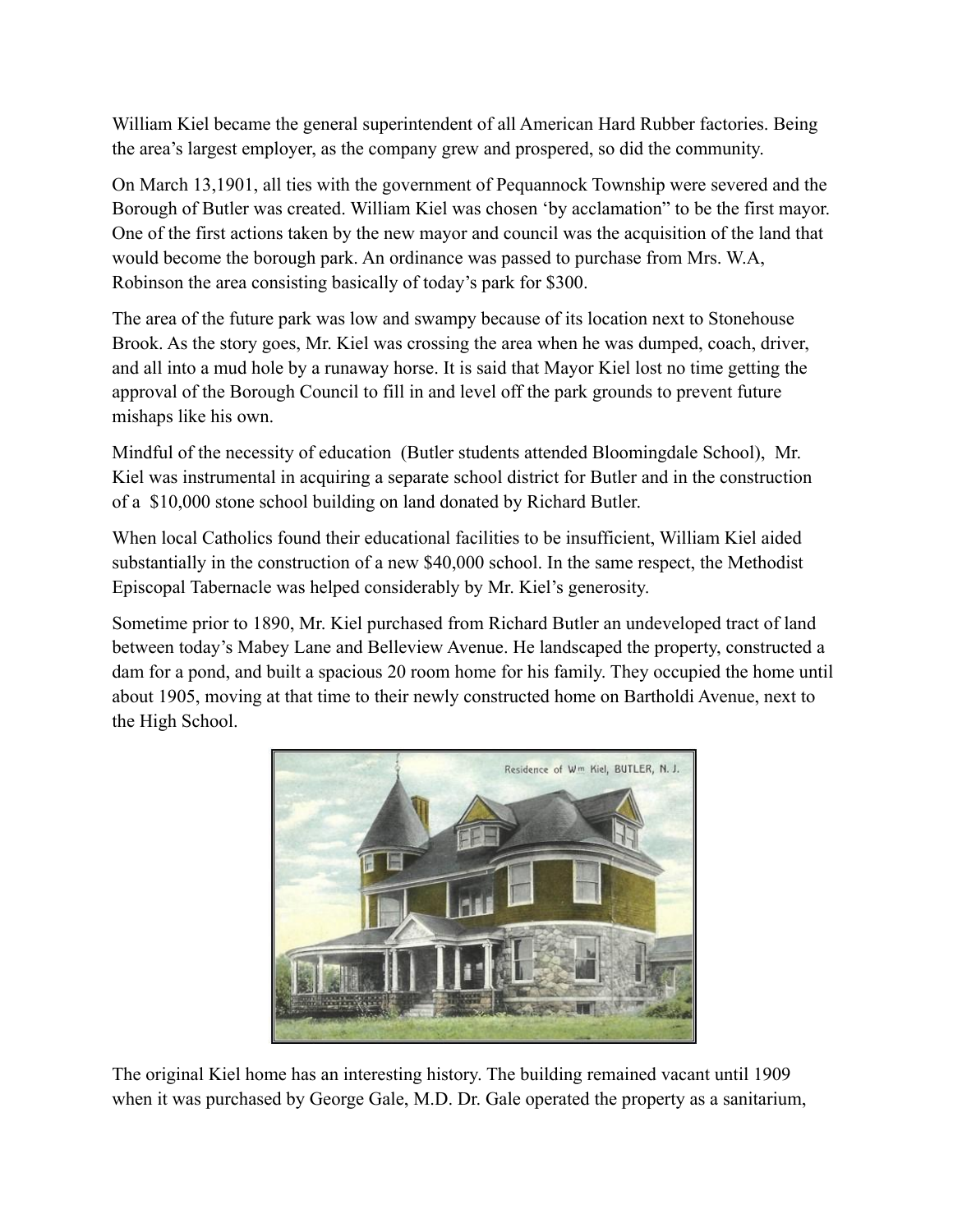William Kiel became the general superintendent of all American Hard Rubber factories. Being the area's largest employer, as the company grew and prospered, so did the community.

On March 13,1901, all ties with the government of Pequannock Township were severed and the Borough of Butler was created. William Kiel was chosen 'by acclamation" to be the first mayor. One of the first actions taken by the new mayor and council was the acquisition of the land that would become the borough park. An ordinance was passed to purchase from Mrs. W.A, Robinson the area consisting basically of today's park for $300.

The area of the future park was low and swampy because of its location next to Stonehouse Brook. As the story goes, Mr. Kiel was crossing the area when he was dumped, coach, driver, and all into a mud hole by a runaway horse. It is said that Mayor Kiel lost no time getting the approval of the Borough Council to fill in and level off the park grounds to prevent future mishaps like his own.

Mindful of the necessity of education (Butler students attended Bloomingdale School), Mr. Kiel was instrumental in acquiring a separate school district for Butler and in the construction of a $10,000 stone school building on land donated by Richard Butler.

When local Catholics found their educational facilities to be insufficient, William Kiel aided substantially in the construction of a new $40,000 school. In the same respect, the Methodist Episcopal Tabernacle was helped considerably by Mr. Kiel's generosity.

Sometime prior to 1890, Mr. Kiel purchased from Richard Butler an undeveloped tract of land between today's Mabey Lane and Belleview Avenue. He landscaped the property, constructed a dam for a pond, and built a spacious 20 room home for his family. They occupied the home until about 1905, moving at that time to their newly constructed home on Bartholdi Avenue, next to the High School.

Residence of Wm Kiel, BUTLER, N. J.

The original Kiel home has an interesting history. The building remained vacant until 1909 when it was purchased by George Gale, M.D. Dr. Gale operated the property as a sanitarium,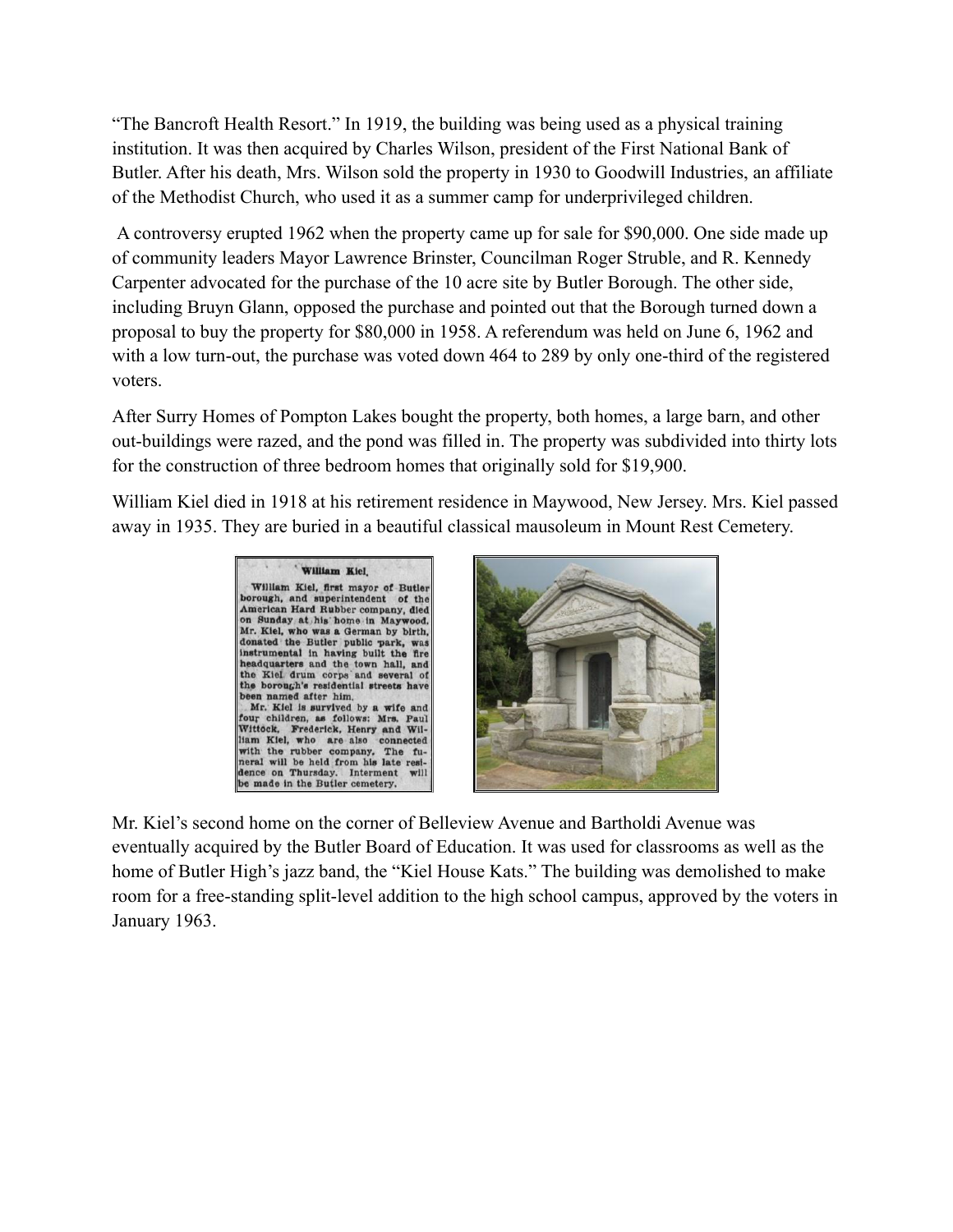"The Bancroft Health Resort." In 1919, the building was being used as a physical training institution. It was then acquired by Charles Wilson, president of the First National Bank of Butler. After his death, Mrs. Wilson sold the property in 1930 to Goodwill Industries, an affiliate of the Methodist Church, who used it as a summer camp for underprivileged children.

A controversy erupted 1962 when the property came up for sale for $90,000. One side made up of community leaders Mayor Lawrence Brinster, Councilman Roger Struble, and R. Kennedy Carpenter advocated for the purchase of the 10 acre site by Butler Borough. The other side, including Bruyn Glann, opposed the purchase and pointed out that the Borough turned down a proposal to buy the property for $80,000 in 1958. A referendum was held on June 6, 1962 and with a low turn-out, the purchase was voted down 464 to 289 by only one-third of the registered voters.

After Surry Homes of Pompton Lakes bought the property, both homes, a large barn, and other out-buildings were razed, and the pond was filled in. The property was subdivided into thirty lots for the construction of three bedroom homes that originally sold for $19,900.

William Kiel died in 1918 at his retirement residence in Maywood, New Jersey. Mrs. Kiel passed away in 1935. They are buried in a beautiful classical mausoleum in Mount Rest Cemetery.

**William Kiel.**

William Kiel, first mayor of Butler borough, and superintendent of the American Hard Rubber company, died on Sunday at his home in Maywood. Mr. Kiel, who was a German by birth, donated the Butler public park, was instrumental in having built the fire headquarters and the town hall, and the Kiel drum corps and several of the borough's residential streets have been named after him.

Mr. Kiel is survived by a wife and four children, as follows: Mrs. Paul Wittock, Frederick, Henry and William Kiel, who are also connected with the rubber company. The funeral will be held from his late residence on Thursday. Interment will be made in the Butler cemetery.

Mr. Kiel's second home on the corner of Belleview Avenue and Bartholdi Avenue was eventually acquired by the Butler Board of Education. It was used for classrooms as well as the home of Butler High's jazz band, the "Kiel House Kats." The building was demolished to make room for a free-standing split-level addition to the high school campus, approved by the voters in January 1963.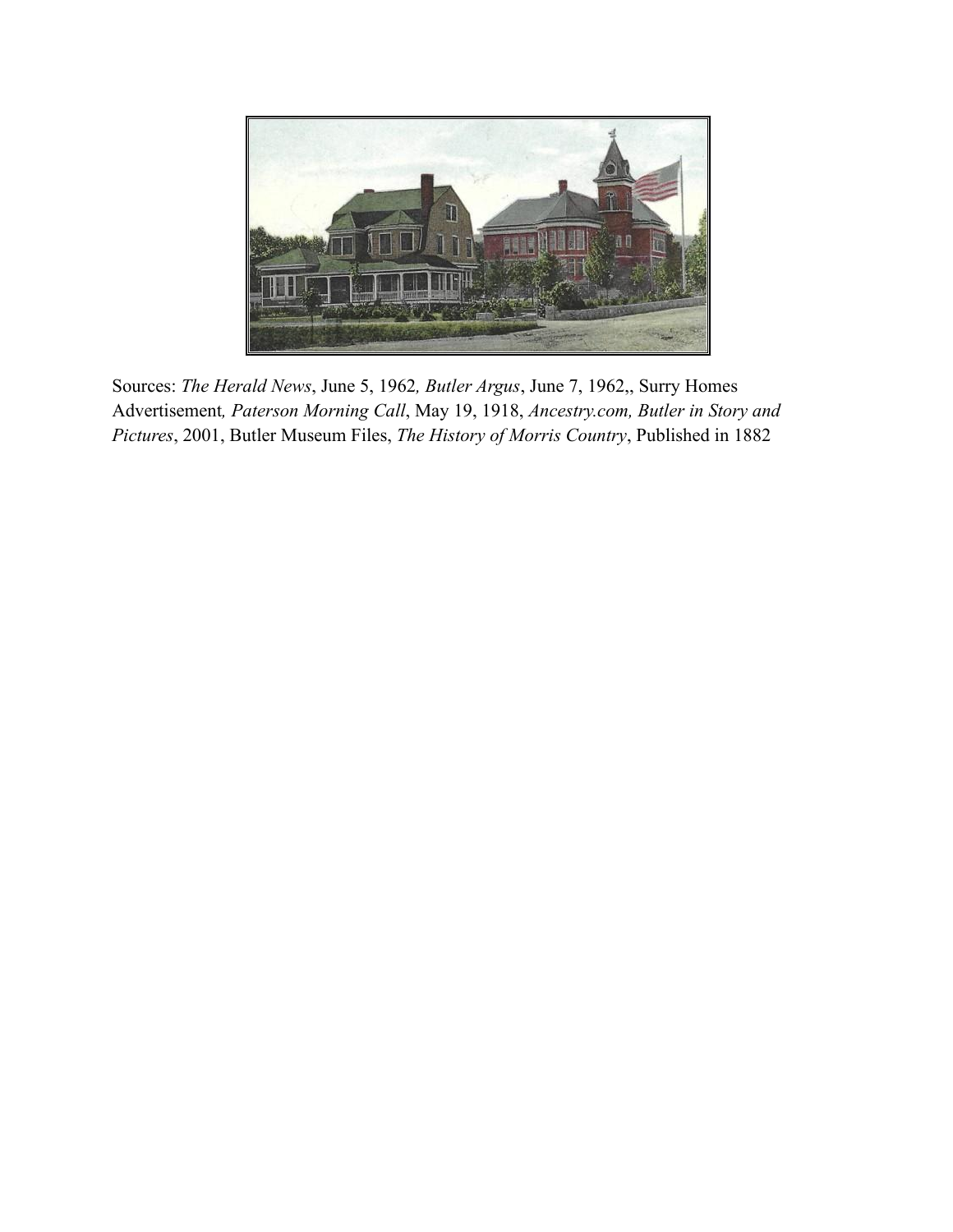Sources: *The Herald News*, June 5, 1962*, Butler Argus*, June 7, 1962,, Surry Homes Advertisement*, Paterson Morning Call*, May 19, 1918, *Ancestry.com, Butler in Story and Pictures*, 2001, Butler Museum Files, *The History of Morris Country*, Published in 1882